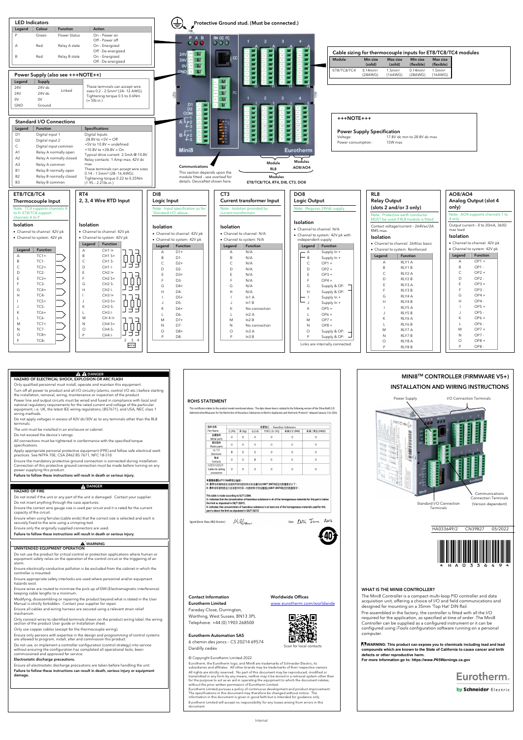## LED Indicators

| Legend | Colour | Function | Action |
|---|---|---|---|
| P | Green | Power Status | On - Power on<br>Off - Power off |
| A | Red | Relay A state | On - Energized<br>Off - De-energized |
| B | Red | Relay B state | On - Energized<br>Off - De-energized |

## Power Supply (also see +++NOTE++)

| Legend | Supply | | |
|---|---|---|---|
| 24V | 24V dc | Linked | These terminals can accept wire sizes 0.2 – 2.5mm² (24- 12 AWG). Tightening torque 0.5 to 0.6Nm (≈ 5lb.in.) |
| 24V | 24V dc | | |
| 0V | 0V | | |
| GND | Ground | | |

## Standard I/O Connections

| Legend | Function | Specifications |
|---|---|---|
| D1 | Digital input 1 | Digital Inputs:<br>-28.8V to +5V = Off<br>+5V to 10.8V = undefined<br>+10.8V to +28.8V = On<br>Typical drive current: 2.5mA @ 10.8V |
| D2 | Digital input 2 | |
| C | Digital input common | |
| A1 | Relay A normally open | Relay contacts: 1 Amp max, 42V dc max |
| A2 | Relay A normally closed | |
| A3 | Relay A common | |
| B1 | Relay B normally open | These terminals can accept wire sizes 0.14 - 1.5mm² (28- 16 AWG). Tightening torque 0.22 to 0.25Nm (1.95 – 2.21lb.in.) |
| B2 | Relay B normally closed | |
| B3 | Relay B common | |

Protective Ground stud. (Must be connected.)

Communications
This section depends upon the module fitted - see overleaf for details. DeviceNet shown here.

Module RL8 — Modules AO8/AO4 — Modules ET8/TC8/TC4, RT4, DI8, CT3, DO8

## Cable sizing for thermocouple inputs for ET8/TC8/TC4 modules

| Module | Min size (solid) | Max size (solid) | Min size (flexible) | Max size (flexible) |
|---|---|---|---|---|
| ET8/TC8/TC4 | 0.14mm² (28AWG) | 1.5mm² (16AWG) | 0.14mm² (28AWG) | 1.5mm² (16AWG) |

+++NOTE+++

**Power Supply Specification**

Voltage: 17.8V dc min to 28.8V dc max

Power consumption: 15W max

## ET8/TC8/TC4 Thermocouple Input

Note: TC4 supports channels A to H. ET8/TC8 support channels A to P

**Isolation**
- Channel to channel: 42V pk
- Channel to system: 42V pk

| Legend | Function |
|---|---|
| A | TC1+ |
| B | TC1- |
| C | TC2+ |
| D | TC2- |
| E | TC3+ |
| F | TC3- |
| G | TC4+ |
| H | TC4- |
| I | TC5+ |
| J | TC5- |
| K | TC6+ |
| L | TC6- |
| M | TC7+ |
| N | TC7- |
| O | TC8+ |
| P | TC8- |

## RT4 2, 3, 4 Wire RTD Input

**Isolation**
- Channel to channel: 42V pk
- Channel to system: 42V pk

| Legend | Function |
|---|---|
| A | CH1 I+ |
| B | CH1 S+ |
| C | CH1 S- |
| D | CH1 I- |
| E | CH2 I+ |
| F | CH2 S+ |
| G | CH2 S- |
| H | CH2 I- |
| I | CH3 I+ |
| J | CH3 S+ |
| K | CH3 S- |
| L | CH3 I- |
| M | CH 4 I+ |
| N | CH4 S+ |
| O | CH4 S- |
| P | CH4 I- |

2 3 4 WIRE

## DI8 Logic Input

Note: Input specification as for 'Standard I/O' above

**Isolation**
- Channel to channel: 42V pk
- Channel to system: 42V pk

| Legend | Function |
|---|---|
| A | D1+ |
| B | D1- |
| C | D2+ |
| D | D2- |
| E | D3+ |
| F | D3- |
| G | D4+ |
| H | D4- |
| I | D5+ |
| J | D5- |
| K | D6+ |
| L | D6- |
| M | D7+ |
| N | D7- |
| O | D8+ |
| P | D8- |

## CT3 Current transformer Input

Note: Isolation provided by current transformers

**Isolation**
- Channel to channel: N/A
- Channel to system: N/A

| Legend | Function |
|---|---|
| A | N/A |
| B | N/A |
| C | N/A |
| D | N/A |
| E | N/A |
| F | N/A |
| G | N/A |
| H | N/A |
| I | In1 A |
| J | In1 B |
| K | No connection |
| L | In2 A |
| M | In2 B |
| N | No connection |
| O | In3 A |
| P | In3 B |

## DO8 Logic Output

Note: Requires 24Vdc supply

**Isolation**
- Channel to channel: N/A
- Channel to system: 42V pk with independent supply

| Legend | Function |
|---|---|
| A | Supply In + |
| B | Supply In + |
| C | OP1 + |
| D | OP2 + |
| E | OP3 + |
| F | OP4 + |
| G | Supply & OP- |
| H | Supply & OP- |
| I | Supply In + |
| J | Supply In + |
| K | OP5 + |
| L | OP6 + |
| M | OP7 + |
| N | OP8 + |
| O | Supply & OP- |
| P | Supply & OP- |

Links are internally connected

## RL8 Relay Output (slots 2 and/or 3 only)

Note: Protective earth conductor MUST be used if RL8 module is fitted

Contact voltage/current - 264Vac/2A RMS max.

**Isolation**
- Channel to channel: 264Vac basic
- Channel to system: Reinforced

| Legend | Function |
|---|---|
| A | RLY1 A |
| B | RLY1 B |
| C | RLY2 A |
| D | RLY2 B |
| E | RLY3 A |
| F | RLY3 B |
| G | RLY4 A |
| H | RLY4 B |
| I | RLY5 A |
| J | RLY5 B |
| K | RLY6 A |
| L | RLY6 B |
| M | RLY7 A |
| N | RLY7 B |
| O | RLY8 A |
| P | RLY8 B |

## AO8/AO4 Analog Output (slot 4 only)

Note: AO4 supports channels 1 to 4 only

Output current – 0 to 20mA, 360Ω max load

**Isolation**
- Channel to channel: 42V pk
- Channel to system: 42V pk

| Legend | Function |
|---|---|
| A | OP1 + |
| B | OP1 - |
| C | OP2 + |
| D | OP2 - |
| E | OP3 + |
| F | OP3 - |
| G | OP4 + |
| H | OP4 - |
| I | OP5 + |
| J | OP5 - |
| K | OP6 + |
| L | OP6 - |
| M | OP7 + |
| N | OP7 - |
| O | OP8 + |
| P | OP8 - |

## ⚠ ⚠ DANGER

**HAZARD OF ELECTRICAL SHOCK, EXPLOSION OR ARC FLASH**

Only qualified personnel must install, operate and maintain this equipment.

Turn off all power to product and all I/O circuitry (alarms, control I/O etc.) before starting the installation, removal, wiring, maintenance or inspection of the product.

Power line and output circuits must be wired and fused in compliance with local and national regulatory requirements for the rated current and voltage of the particular equipment, i.e. UK, the latest IEE wiring regulations, (BS7671), and USA, NEC class 1 wiring methods.

Do not apply voltages in excess of 42V dc/30V ac to any terminals other than the RL8 terminals.

The unit must be installed in an enclosure or cabinet.

Do not exceed the device's ratings.

All connections must be tightened in conformance with the specified torque specifications.

Apply appropriate personal protective equipment (PPE) and follow safe electrical work practices. See NFPA 70E, CSA Z462 BS 7671, NFC 18-510.

Ensure the mandatory protective ground connection is connected during installation. Connection of this protective ground connection must be made before turning on any power supplying this product.

**Failure to follow these instructions will result in death or serious injury.**

## ⚠ DANGER

**HAZARD OF FIRE**

Do not install if the unit or any part of the unit is damaged. Contact your supplier.

Do not insert anything through the case apertures.

Ensure the correct wire gauge is used per circuit and it is rated for the current capacity of the circuit.

Ensure when using ferrules (cable ends) that the correct size is selected and each is securely fixed to the wire using a crimping tool.

Ensure only the originally supplied connectors are used.

**Failure to follow these instructions will result in death or serious injury.**

## ⚠ WARNING

**UNINTENDED EQUIPMENT OPERATION**

Do not use the product for critical control or protection applications where human or equipment safety relies on the operation of the control circuit or the triggering of an alarm.

Ensure electrically conductive pollution is to be excluded from the cabinet in which the controller is mounted.

Ensure appropriate safety interlocks are used where personnel and/or equipment hazards exist.

Ensure wires are routed to minimize the pick-up of EMI (Electromagnetic interference) keeping cable lengths to a minimum.

Modifying, disassembling or repairing the product beyond what is stated in the User Manual is strictly forbidden. Contact your supplier for repair.

Ensure all cables and wiring harness are secured using a relevant strain relief mechanism.

Only connect wires to identified terminals shown on the product wiring label, the wiring section of the product User guide or Installation sheet.

Only use copper cables (except for the thermocouple wiring).

Ensure only persons with expertise in the design and programming of control systems are allowed to program, install, alter and commission this product.

Do not use, or implement a controller configuration (control strategy) into service without ensuring the configuration has completed all operational tests, been commissioned and approved for service.

**Electrostatic discharge precautions.**

Ensure all electrostatic discharge precautions are taken before handling the unit.

**Failure to follow these instructions can result in death, serious injury or equipment damage.**

## ROHS STATEMENT

This certificate relates to the product model mentioned above. The data shown here is related to the following version of the China RoHS 2.0: Administrative Measures for the Restriction of Hazardous Substances in Electric Appliances and Electronic Products" released January 21st 2016.

| 部件名称 Part Name | 有害物质 - Hazardous Substances | | | | | |
|---|---|---|---|---|---|---|
| | 铅 (Pb) | 汞 (Hg) | 镉 (Cd) | 六价铬 (Cr (VI)) | 多溴联苯 (PBB) | 多溴二苯醚 (PBDE) |
| 金属部件 Metal parts | O | O | O | O | O | O |
| 塑料部件 Plastic parts | O | O | O | O | O | O |
| 电子件 Electronic | X | O | O | O | O | O |
| 触点 Contacts | O | O | X | O | O | O |
| 线缆和线缆附件 Cables & cabling accessories | O | O | O | O | O | O |

本表格依据SJ/T11364的规定编制。
O: 表示该有害物质在该部件所有均质材料中的含量均在GB/T 26572规定的限量要求以下。
X: 表示该有害物质至少在该部件的某一均质材料中的含量超出GB/T 26572规定的限量要求。

This table is made according to SJ/T 11364.
O: indicates that the concentration of hazardous substance in all of the homogeneous materials for this part is below the limit as stipulated in GB/T 26572.
X: indicates that concentration of hazardous substance in at least one of the homogeneous materials used for this part is above the limit as stipulated in GB/T 26572

Signed (Kevin Shaw, R&D Director): Date: 24th June 2016

**Contact Information**
**Eurotherm Limited**
Faraday Close, Durrington,
Worthing, West Sussex, BN13 3PL
Telephone: +44 (0) 1903 268500

**Eurotherm Automation SAS**
6 chemin des joncs - CS 20214 69574
Dardilly cedex

**Worldwide Offices**
www.eurotherm.com/worldwide

Scan for local contacts

© Copyright Eurotherm Limited 2022

Eurotherm, the Eurotherm logo, and Mini8 are trademarks of Schneider Electric, its subsidiaries and affiliates. All other brands may be trademarks of their respective owners.

All rights are strictly reserved. No part of this document may be reproduced, modified or transmitted in any form by any means, neither may it be stored in a retrieval system other than for the purpose to act as an aid in operating the equipment to which the document relates, without the prior written permission of Eurotherm Limited.

Eurotherm Limited pursues a policy of continuous development and product improvement. The specifications in this document may therefore be changed without notice. The information in this document is given in good faith but is intended for guidance only.

Eurotherm Limited will accept no responsibility for any losses arising from errors in this document.

# MINI8™ CONTROLLER (FIRMWARE V5+)

## INSTALLATION AND WIRING INSTRUCTIONS

Power Supply — I/O Connection Terminals — Standard I/O Connection Terminals — Communications Connection Terminals (Version dependent)

HA033649/2 CN39827 05/2022

*HA033649*

### WHAT IS THE MINI8 CONTROLLER?

The Mini8 Controller is a compact multi-loop PID controller and data acquisition unit, offering a choice of I/O and field communications and designed for mounting on a 35mm 'Top Hat' DIN Rail.

Pre-assembled in the factory, the controller is fitted with all the I/O required for the application, as specified at time of order. The Mini8 Controller can be supplied as a configured instrument or it can be configured using iTools configuration software running on a personal computer.

**⚠WARNING: This product can expose you to chemicals including lead and lead compounds which are known to the State of California to cause cancer and birth defects or other reproductive harm.**
**For more information go to: https://www.P65Warnings.ca.gov**

Eurotherm by Schneider Electric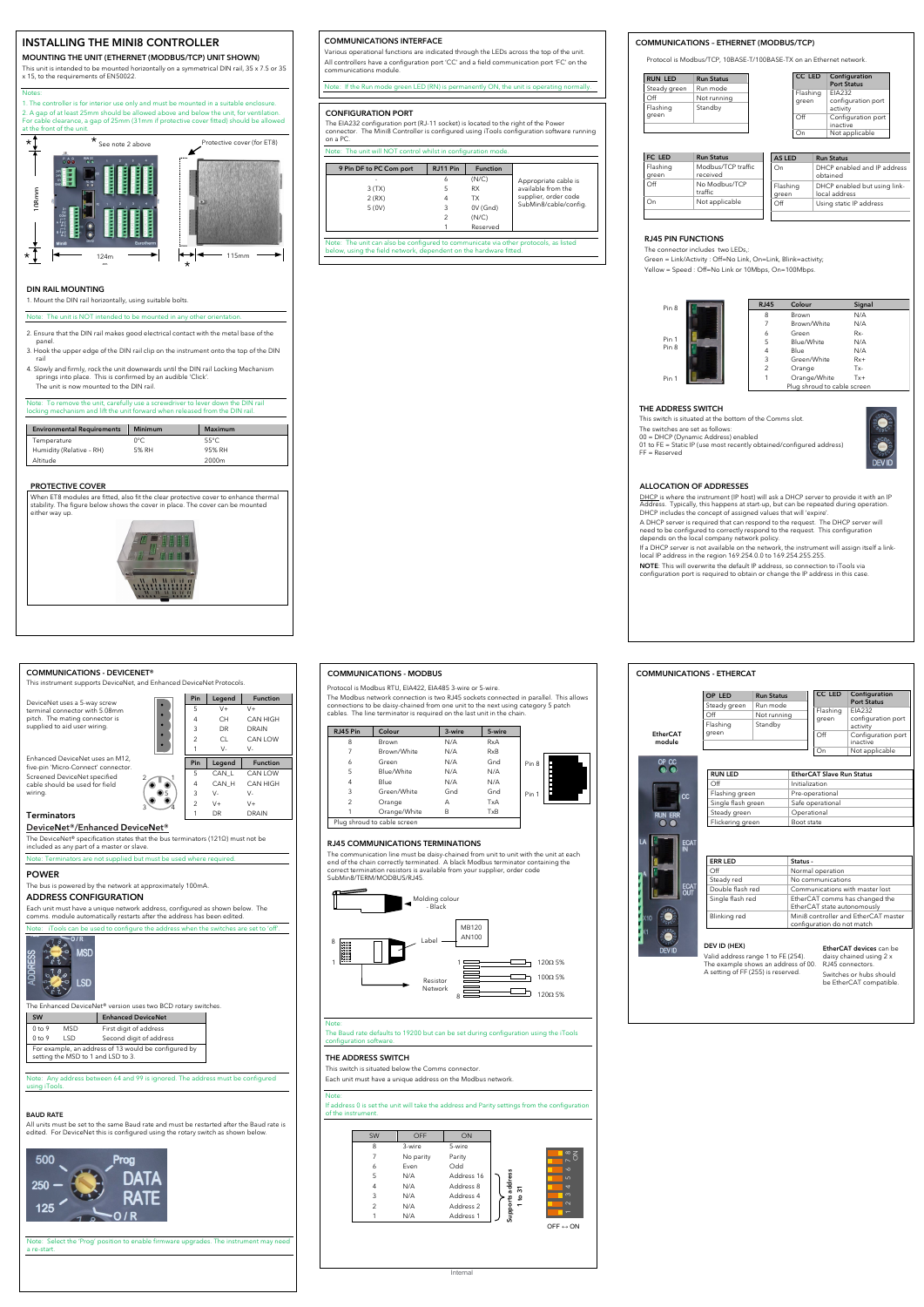# INSTALLING THE MINI8 CONTROLLER

## MOUNTING THE UNIT (ETHERNET (MODBUS/TCP) UNIT SHOWN)

This unit is intended to be mounted horizontally on a symmetrical DIN rail, 35 x 7.5 or 35 x 15, to the requirements of EN50022.

Notes:

1. The controller is for interior use only and must be mounted in a suitable enclosure.
2. A gap of at least 25mm should be allowed above and below the unit, for ventilation. For cable clearance, a gap of 25mm (31mm if protective cover fitted) should be allowed at the front of the unit.

\* See note 2 above

Protective cover (for ET8)

108mm

124mm

115mm

### DIN RAIL MOUNTING

1. Mount the DIN rail horizontally, using suitable bolts.

Note: The unit is NOT intended to be mounted in any other orientation.

2. Ensure that the DIN rail makes good electrical contact with the metal base of the panel.
3. Hook the upper edge of the DIN rail clip on the instrument onto the top of the DIN rail
4. Slowly and firmly, rock the unit downwards until the DIN rail Locking Mechanism springs into place. This is confirmed by an audible 'Click'.
   The unit is now mounted to the DIN rail.

Note: To remove the unit, carefully use a screwdriver to lever down the DIN rail locking mechanism and lift the unit forward when released from the DIN rail.

| Environmental Requirements | Minimum | Maximum |
|---|---|---|
| Temperature | 0°C | 55°C |
| Humidity (Relative - RH) | 5% RH | 95% RH |
| Altitude | | 2000m |

### PROTECTIVE COVER

When ET8 modules are fitted, also fit the clear protective cover to enhance thermal stability. The figure below shows the cover in place. The cover can be mounted either way up.

## COMMUNICATIONS INTERFACE

Various operational functions are indicated through the LEDs across the top of the unit.
All controllers have a configuration port 'CC' and a field communication port 'FC' on the communications module.

Note: If the Run mode green LED (RN) is permanently ON, the unit is operating normally.

## CONFIGURATION PORT

The EIA232 configuration port (RJ-11 socket) is located to the right of the Power connector. The Mini8 Controller is configured using iTools configuration software running on a PC.

Note: The unit will NOT control whilst in configuration mode.

| 9 Pin DF to PC Com port | RJ11 Pin | Function | |
|---|---|---|---|
| - | 6 | (N/C) | Appropriate cable is available from the supplier, order code SubMin8/cable/config. |
| 3 (TX) | 5 | RX | |
| 2 (RX) | 4 | TX | |
| 5 (0V) | 3 | 0V (Gnd) | |
| | 2 | (N/C) | |
| | 1 | Reserved | |

Note: The unit can also be configured to communicate via other protocols, as listed below, using the field network, dependent on the hardware fitted.

## COMMUNICATIONS - ETHERNET (MODBUS/TCP)

Protocol is Modbus/TCP, 10BASE-T/100BASE-TX on an Ethernet network.

| RUN LED | Run Status |
|---|---|
| Steady green | Run mode |
| Off | Not running |
| Flashing green | Standby |

| CC LED | Configuration Port Status |
|---|---|
| Flashing green | EIA232 configuration port activity |
| Off | Configuration port inactive |
| On | Not applicable |

| FC LED | Run Status |
|---|---|
| Flashing green | Modbus/TCP traffic received |
| Off | No Modbus/TCP traffic |
| On | Not applicable |

| AS LED | Run Status |
|---|---|
| On | DHCP enabled and IP address obtained |
| Flashing green | DHCP enabled but using link-local address |
| Off | Using static IP address |

### RJ45 PIN FUNCTIONS

The connector includes two LEDs,:
Green = Link/Activity : Off=No Link, On=Link, Blink=activity;
Yellow = Speed : Off=No Link or 10Mbps, On=100Mbps.

Pin 8 / Pin 1 / Pin 8 / Pin 1

| RJ45 | Colour | Signal |
|---|---|---|
| 8 | Brown | N/A |
| 7 | Brown/White | N/A |
| 6 | Green | Rx- |
| 5 | Blue/White | N/A |
| 4 | Blue | N/A |
| 3 | Green/White | Rx+ |
| 2 | Orange | Tx- |
| 1 | Orange/White | Tx+ |
| Plug shroud to cable screen | | |

### THE ADDRESS SWITCH

This switch is situated at the bottom of the Comms slot.

The switches are set as follows:
00 = DHCP (Dynamic Address) enabled
01 to FE = Static IP (use most recently obtained/configured address)
FF = Reserved

DEV ID

### ALLOCATION OF ADDRESSES

DHCP is where the instrument (IP host) will ask a DHCP server to provide it with an IP Address. Typically, this happens at start-up, but can be repeated during operation. DHCP includes the concept of assigned values that will 'expire'.

A DHCP server is required that can respond to the request. The DHCP server will need to be configured to correctly respond to the request. This configuration depends on the local company network policy.

If a DHCP server is not available on the network, the instrument will assign itself a link-local IP address in the region 169.254.0.0 to 169.254.255.255.

**NOTE**: This will overwrite the default IP address, so connection to iTools via configuration port is required to obtain or change the IP address in this case.

## COMMUNICATIONS - DEVICENET®

This instrument supports DeviceNet, and Enhanced DeviceNet Protocols.

DeviceNet uses a 5-way screw terminal connector with 5.08mm pitch. The mating connector is supplied to aid user wiring.

| Pin | Legend | Function |
|---|---|---|
| 5 | V+ | V+ |
| 4 | CH | CAN HIGH |
| 3 | DR | DRAIN |
| 2 | CL | CAN LOW |
| 1 | V- | V- |

Enhanced DeviceNet uses an M12, five-pin 'Micro-Connect' connector. Screened DeviceNet specified cable should be used for field wiring.

| Pin | Legend | Function |
|---|---|---|
| 5 | CAN_L | CAN LOW |
| 4 | CAN_H | CAN HIGH |
| 3 | V- | V- |
| 2 | V+ | V+ |
| 1 | DR | DRAIN |

### Terminators

### DeviceNet®/Enhanced DeviceNet®

The DeviceNet® specification states that the bus terminators (121Ω) must not be included as any part of a master or slave.

Note: Terminators are not supplied but must be used where required.

### POWER

The bus is powered by the network at approximately 100mA.

### ADDRESS CONFIGURATION

Each unit must have a unique network address, configured as shown below. The comms. module automatically restarts after the address has been edited.

Note: iTools can be used to configure the address when the switches are set to 'off'.

ADDRESS MSD LSD

The Enhanced DeviceNet® version uses two BCD rotary switches.

| SW | | Enhanced DeviceNet |
|---|---|---|
| 0 to 9 | MSD | First digit of address |
| 0 to 9 | LSD | Second digit of address |
| For example, an address of 13 would be configured by setting the MSD to 1 and LSD to 3. | | |

Note: Any address between 64 and 99 is ignored. The address must be configured using iTools.

### BAUD RATE

All units must be set to the same Baud rate and must be restarted after the Baud rate is edited. For DeviceNet this is configured using the rotary switch as shown below.

500 Prog 250 DATA RATE 125 O/R

Note: Select the 'Prog' position to enable firmware upgrades. The instrument may need a re-start.

## COMMUNICATIONS - MODBUS

Protocol is Modbus RTU, EIA422, EIA485 3-wire or 5-wire.

The Modbus network connection is two RJ45 sockets connected in parallel. This allows connections to be daisy-chained from one unit to the next using category 5 patch cables. The line terminator is required on the last unit in the chain.

| RJ45 Pin | Colour | 3-wire | 5-wire |
|---|---|---|---|
| 8 | Brown | N/A | RxA |
| 7 | Brown/White | N/A | RxB |
| 6 | Green | Gnd | Gnd |
| 5 | Blue/White | N/A | N/A |
| 4 | Blue | N/A | N/A |
| 3 | Green/White | Gnd | Gnd |
| 2 | Orange | A | TxA |
| 1 | Orange/White | B | TxB |
| Plug shroud to cable screen | | | |

Pin 8 / Pin 1

### RJ45 COMMUNICATIONS TERMINATIONS

The communication line must be daisy-chained from unit to unit with the unit at each end of the chain correctly terminated. A black Modbus terminator containing the correct termination resistors is available from your supplier, order code SubMin8/TERM/MODBUS/RJ45.

Molding colour - Black

MB120 AN100

Label

Resistor Network

120Ω 5%
100Ω 5%
120Ω 5%

Note:
The Baud rate defaults to 19200 but can be set during configuration using the iTools configuration software.

### THE ADDRESS SWITCH

This switch is situated below the Comms connector.

Each unit must have a unique address on the Modbus network.

Note:
If address 0 is set the unit will take the address and Parity settings from the configuration of the instrument.

| SW | OFF | ON |
|---|---|---|
| 8 | 3-wire | 5-wire |
| 7 | No parity | Parity |
| 6 | Even | Odd |
| 5 | N/A | Address 16 |
| 4 | N/A | Address 8 |
| 3 | N/A | Address 4 |
| 2 | N/A | Address 2 |
| 1 | N/A | Address 1 |

Supports address 1 to 31

OFF ↔ ON

## COMMUNICATIONS - ETHERCAT

EtherCAT module

| OP LED | Run Status |
|---|---|
| Steady green | Run mode |
| Off | Not running |
| Flashing green | Standby |

| CC LED | Configuration Port Status |
|---|---|
| Flashing green | EIA232 configuration port activity |
| Off | Configuration port inactive |
| On | Not applicable |

| RUN LED | EtherCAT Slave Run Status |
|---|---|
| Off | Initialization |
| Flashing green | Pre-operational |
| Single flash green | Safe operational |
| Steady green | Operational |
| Flickering green | Boot state |

| ERR LED | Status - |
|---|---|
| Off | Normal operation |
| Steady red | No communications |
| Double flash red | Communications with master lost |
| Single flash red | EtherCAT comms has changed the EtherCAT state autonomously |
| Blinking red | Mini8 controller and EtherCAT master configuration do not match |

### DEV ID (HEX)

Valid address range 1 to FE (254). The example shows an address of 00. A setting of FF (255) is reserved.

**EtherCAT devices** can be daisy chained using 2 x RJ45 connectors.

Switches or hubs should be EtherCAT compatible.

Internal